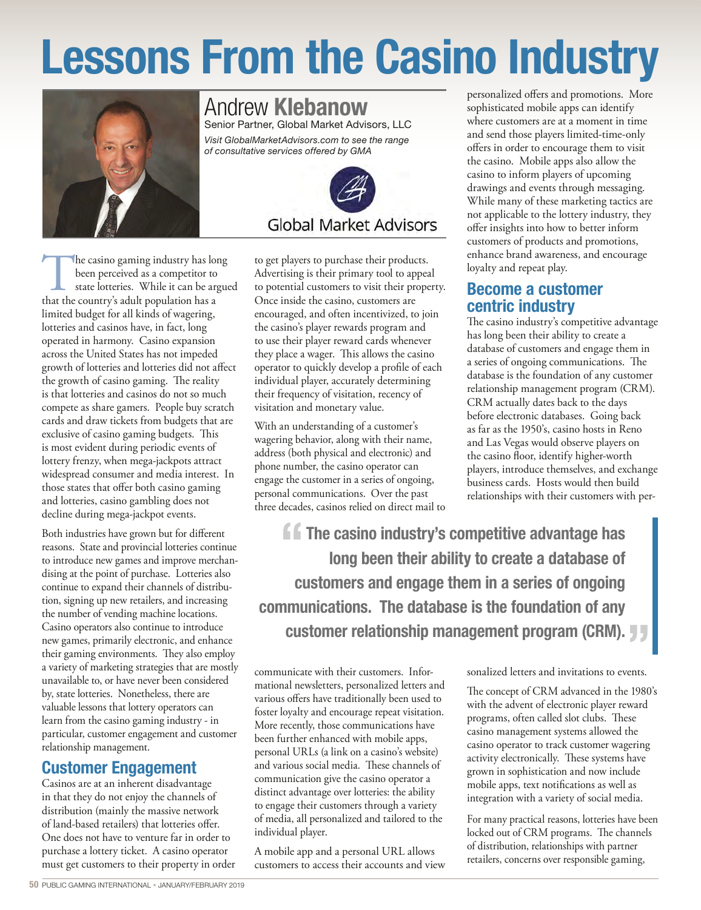# Lessons From the Casino Industry

## Andrew **Klebanow**

Senior Partner, Global Market Advisors, LLC

*Visit GlobalMarketAdvisors.com to see the range of consultative services offered by GMA*

Global Market Advisors

The casino gaming industry has long been perceived as a competitor to state lotteries. While it can be argued that the country's adult population has a limited budget for all kinds of wagering, lotteries and casinos have, in fact, long operated in harmony. Casino expansion across the United States has not impeded growth of lotteries and lotteries did not affect the growth of casino gaming. The reality is that lotteries and casinos do not so much compete as share gamers. People buy scratch cards and draw tickets from budgets that are exclusive of casino gaming budgets. This is most evident during periodic events of lottery frenzy, when mega-jackpots attract widespread consumer and media interest. In those states that offer both casino gaming and lotteries, casino gambling does not decline during mega-jackpot events.

Both industries have grown but for different reasons. State and provincial lotteries continue to introduce new games and improve merchandising at the point of purchase. Lotteries also continue to expand their channels of distribution, signing up new retailers, and increasing the number of vending machine locations. Casino operators also continue to introduce new games, primarily electronic, and enhance their gaming environments. They also employ a variety of marketing strategies that are mostly unavailable to, or have never been considered by, state lotteries. Nonetheless, there are valuable lessons that lottery operators can learn from the casino gaming industry - in particular, customer engagement and customer relationship management.

## Customer Engagement

Casinos are at an inherent disadvantage in that they do not enjoy the channels of distribution (mainly the massive network of land-based retailers) that lotteries offer. One does not have to venture far in order to purchase a lottery ticket. A casino operator must get customers to their property in order to get players to purchase their products. Advertising is their primary tool to appeal to potential customers to visit their property. Once inside the casino, customers are encouraged, and often incentivized, to join the casino's player rewards program and to use their player reward cards whenever they place a wager. This allows the casino operator to quickly develop a profile of each individual player, accurately determining their frequency of visitation, recency of visitation and monetary value.

With an understanding of a customer's wagering behavior, along with their name, address (both physical and electronic) and phone number, the casino operator can engage the customer in a series of ongoing, personal communications. Over the past three decades, casinos relied on direct mail to communicate with their customers. Informational newsletters, personalized letters and various offers have traditionally been used to foster loyalty and encourage repeat visitation. More recently, those communications have been further enhanced with mobile apps, personal URLs (a link on a casino's website) and various social media. These channels of communication give the casino operator a distinct advantage over lotteries: the ability to engage their customers through a variety of media, all personalized and tailored to the individual player.

A mobile app and a personal URL allows customers to access their accounts and view personalized offers and promotions. More sophisticated mobile apps can identify where customers are at a moment in time and send those players limited-time-only offers in order to encourage them to visit the casino. Mobile apps also allow the casino to inform players of upcoming drawings and events through messaging. While many of these marketing tactics are not applicable to the lottery industry, they offer insights into how to better inform customers of products and promotions, enhance brand awareness, and encourage loyalty and repeat play.

## Become a customer centric industry

The casino industry's competitive advantage has long been their ability to create a database of customers and engage them in a series of ongoing communications. The database is the foundation of any customer relationship management program (CRM). CRM actually dates back to the days before electronic databases. Going back as far as the 1950's, casino hosts in Reno and Las Vegas would observe players on the casino floor, identify higher-worth players, introduce themselves, and exchange business cards. Hosts would then build relationships with their customers with personalized letters and invitations to events.

> "The casino industry's competitive advantage has long been their ability to create a database of customers and engage them in a series of ongoing communications. The database is the foundation of any customer relationship management program (CRM)."

The concept of CRM advanced in the 1980's with the advent of electronic player reward programs, often called slot clubs. These casino management systems allowed the casino operator to track customer wagering activity electronically. These systems have grown in sophistication and now include mobile apps, text notifications as well as integration with a variety of social media.

For many practical reasons, lotteries have been locked out of CRM programs. The channels of distribution, relationships with partner retailers, concerns over responsible gaming,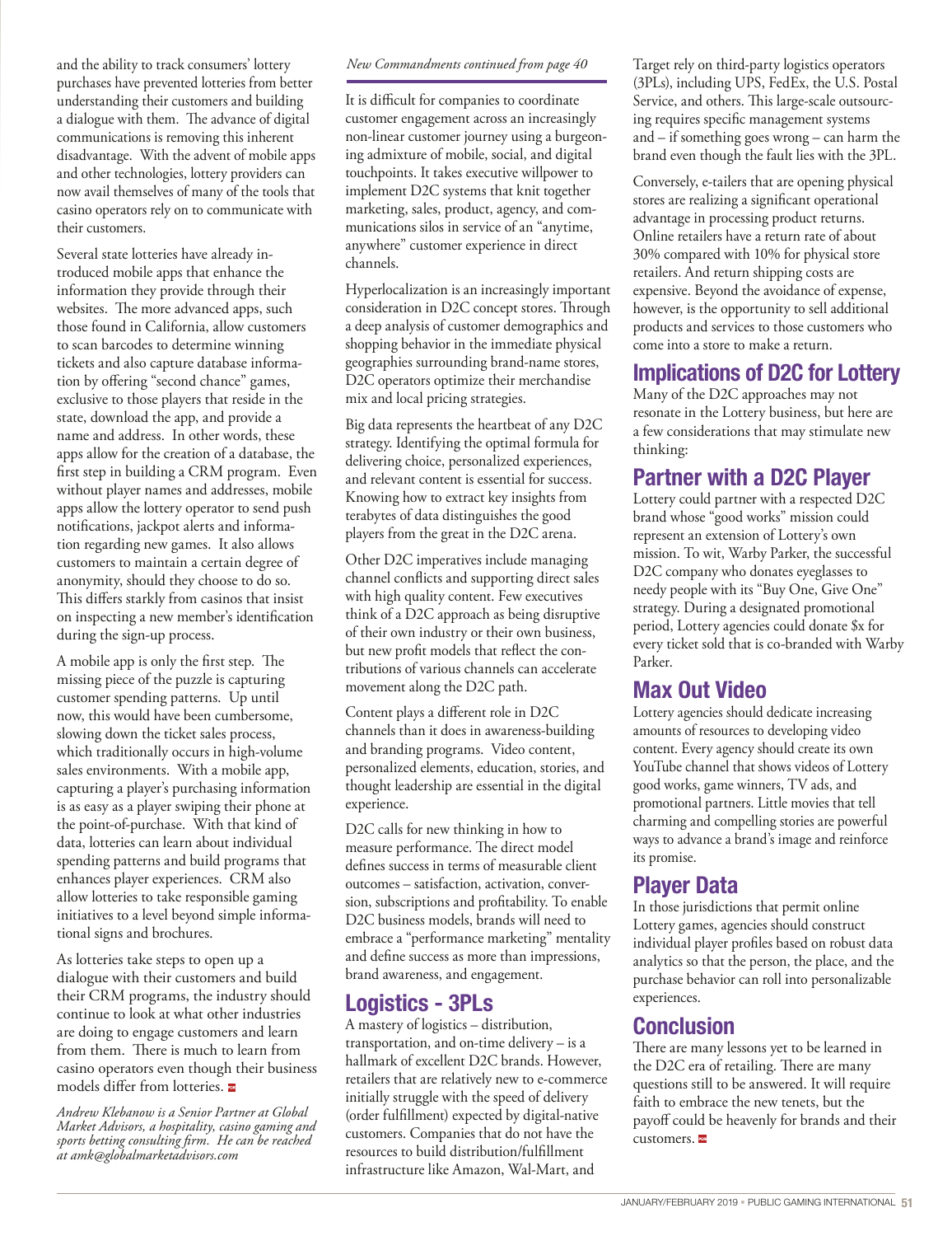and the ability to track consumers' lottery purchases have prevented lotteries from better understanding their customers and building a dialogue with them. The advance of digital communications is removing this inherent disadvantage. With the advent of mobile apps and other technologies, lottery providers can now avail themselves of many of the tools that casino operators rely on to communicate with their customers.

Several state lotteries have already introduced mobile apps that enhance the information they provide through their websites. The more advanced apps, such those found in California, allow customers to scan barcodes to determine winning tickets and also capture database information by offering "second chance" games, exclusive to those players that reside in the state, download the app, and provide a name and address. In other words, these apps allow for the creation of a database, the first step in building a CRM program. Even without player names and addresses, mobile apps allow the lottery operator to send push notifications, jackpot alerts and information regarding new games. It also allows customers to maintain a certain degree of anonymity, should they choose to do so. This differs starkly from casinos that insist on inspecting a new member's identification during the sign-up process.

A mobile app is only the first step. The missing piece of the puzzle is capturing customer spending patterns. Up until now, this would have been cumbersome, slowing down the ticket sales process, which traditionally occurs in high-volume sales environments. With a mobile app, capturing a player's purchasing information is as easy as a player swiping their phone at the point-of-purchase. With that kind of data, lotteries can learn about individual spending patterns and build programs that enhances player experiences. CRM also allow lotteries to take responsible gaming initiatives to a level beyond simple informational signs and brochures.

As lotteries take steps to open up a dialogue with their customers and build their CRM programs, the industry should continue to look at what other industries are doing to engage customers and learn from them. There is much to learn from casino operators even though their business models differ from lotteries.

*Andrew Klebanow is a Senior Partner at Global Market Advisors, a hospitality, casino gaming and sports betting consulting firm. He can be reached at amk@globalmarketadvisors.com*

*New Commandments continued from page 40*

It is difficult for companies to coordinate customer engagement across an increasingly non-linear customer journey using a burgeoning admixture of mobile, social, and digital touchpoints. It takes executive willpower to implement D2C systems that knit together marketing, sales, product, agency, and communications silos in service of an "anytime, anywhere" customer experience in direct channels.

Hyperlocalization is an increasingly important consideration in D2C concept stores. Through a deep analysis of customer demographics and shopping behavior in the immediate physical geographies surrounding brand-name stores, D2C operators optimize their merchandise mix and local pricing strategies.

Big data represents the heartbeat of any D2C strategy. Identifying the optimal formula for delivering choice, personalized experiences, and relevant content is essential for success. Knowing how to extract key insights from terabytes of data distinguishes the good players from the great in the D2C arena.

Other D2C imperatives include managing channel conflicts and supporting direct sales with high quality content. Few executives think of a D2C approach as being disruptive of their own industry or their own business, but new profit models that reflect the contributions of various channels can accelerate movement along the D2C path.

Content plays a different role in D2C channels than it does in awareness-building and branding programs. Video content, personalized elements, education, stories, and thought leadership are essential in the digital experience.

D2C calls for new thinking in how to measure performance. The direct model defines success in terms of measurable client outcomes – satisfaction, activation, conversion, subscriptions and profitability. To enable D2C business models, brands will need to embrace a "performance marketing" mentality and define success as more than impressions, brand awareness, and engagement.

## Logistics - 3PLs

A mastery of logistics – distribution, transportation, and on-time delivery – is a hallmark of excellent D2C brands. However, retailers that are relatively new to e-commerce initially struggle with the speed of delivery (order fulfillment) expected by digital-native customers. Companies that do not have the resources to build distribution/fulfillment infrastructure like Amazon, Wal-Mart, and Target rely on third-party logistics operators (3PLs), including UPS, FedEx, the U.S. Postal Service, and others. This large-scale outsourcing requires specific management systems and – if something goes wrong – can harm the brand even though the fault lies with the 3PL.

Conversely, e-tailers that are opening physical stores are realizing a significant operational advantage in processing product returns. Online retailers have a return rate of about 30% compared with 10% for physical store retailers. And return shipping costs are expensive. Beyond the avoidance of expense, however, is the opportunity to sell additional products and services to those customers who come into a store to make a return.

## Implications of D2C for Lottery

Many of the D2C approaches may not resonate in the Lottery business, but here are a few considerations that may stimulate new thinking:

## Partner with a D2C Player

Lottery could partner with a respected D2C brand whose "good works" mission could represent an extension of Lottery's own mission. To wit, Warby Parker, the successful D2C company who donates eyeglasses to needy people with its "Buy One, Give One" strategy. During a designated promotional period, Lottery agencies could donate $x for every ticket sold that is co-branded with Warby Parker.

## Max Out Video

Lottery agencies should dedicate increasing amounts of resources to developing video content. Every agency should create its own YouTube channel that shows videos of Lottery good works, game winners, TV ads, and promotional partners. Little movies that tell charming and compelling stories are powerful ways to advance a brand's image and reinforce its promise.

## Player Data

In those jurisdictions that permit online Lottery games, agencies should construct individual player profiles based on robust data analytics so that the person, the place, and the purchase behavior can roll into personalizable experiences.

## Conclusion

There are many lessons yet to be learned in the D2C era of retailing. There are many questions still to be answered. It will require faith to embrace the new tenets, but the payoff could be heavenly for brands and their customers.